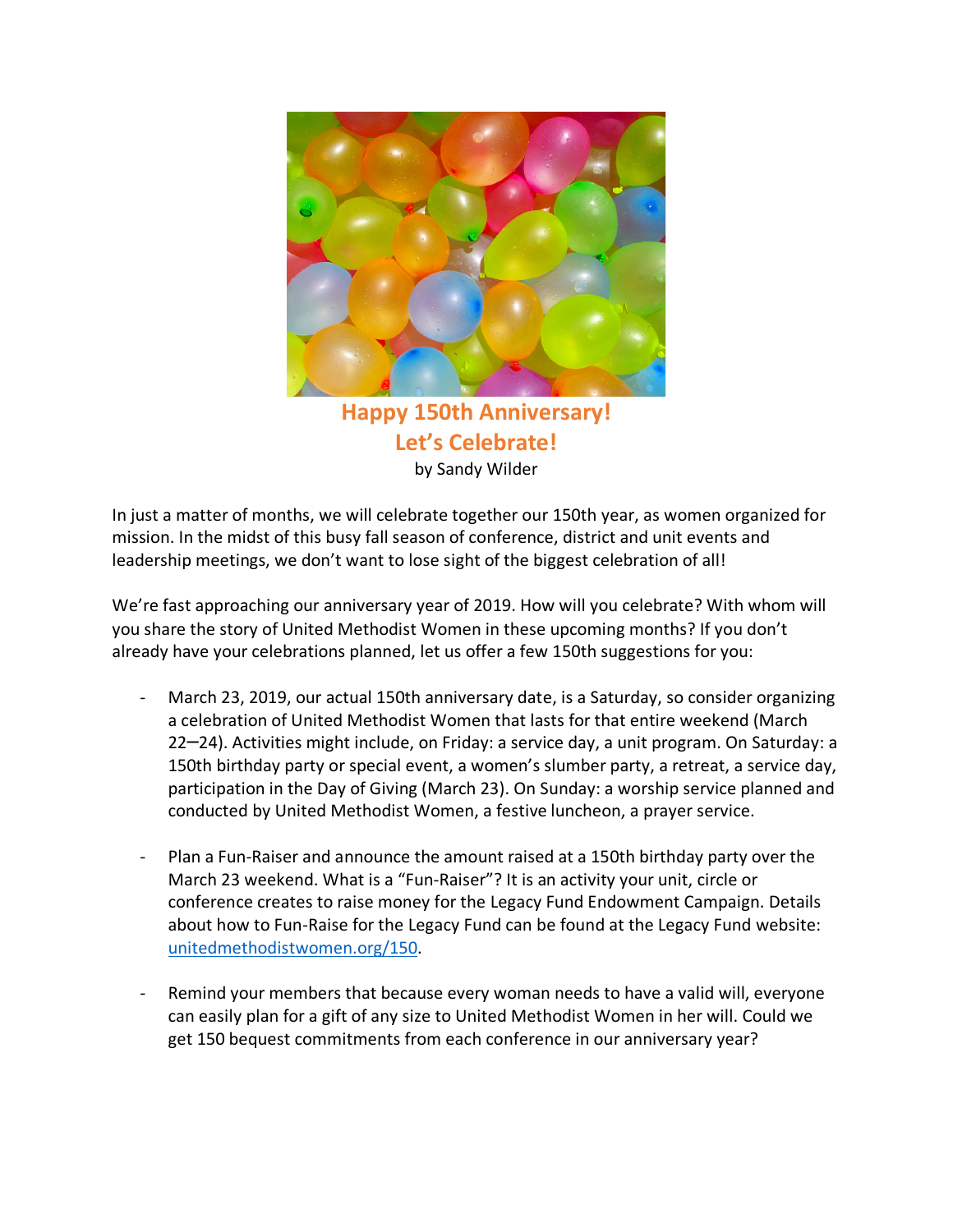# Happy 150th Anniversary!
# Let's Celebrate!

by Sandy Wilder

In just a matter of months, we will celebrate together our 150th year, as women organized for mission. In the midst of this busy fall season of conference, district and unit events and leadership meetings, we don't want to lose sight of the biggest celebration of all!

We're fast approaching our anniversary year of 2019. How will you celebrate? With whom will you share the story of United Methodist Women in these upcoming months? If you don't already have your celebrations planned, let us offer a few 150th suggestions for you:

- March 23, 2019, our actual 150th anniversary date, is a Saturday, so consider organizing a celebration of United Methodist Women that lasts for that entire weekend (March 22–24). Activities might include, on Friday: a service day, a unit program. On Saturday: a 150th birthday party or special event, a women's slumber party, a retreat, a service day, participation in the Day of Giving (March 23). On Sunday: a worship service planned and conducted by United Methodist Women, a festive luncheon, a prayer service.

- Plan a Fun-Raiser and announce the amount raised at a 150th birthday party over the March 23 weekend. What is a "Fun-Raiser"? It is an activity your unit, circle or conference creates to raise money for the Legacy Fund Endowment Campaign. Details about how to Fun-Raise for the Legacy Fund can be found at the Legacy Fund website: unitedmethodistwomen.org/150.

- Remind your members that because every woman needs to have a valid will, everyone can easily plan for a gift of any size to United Methodist Women in her will. Could we get 150 bequest commitments from each conference in our anniversary year?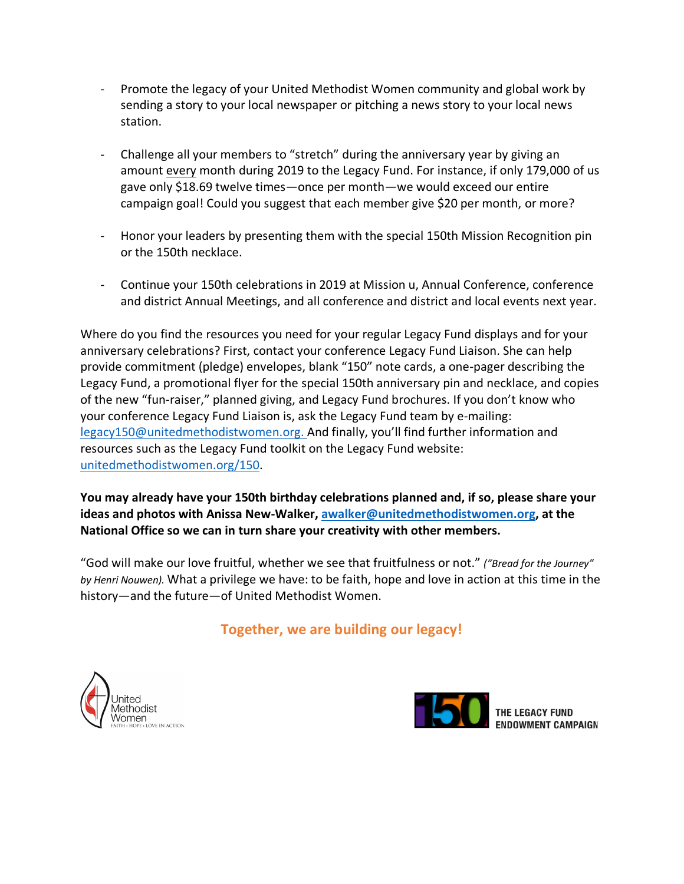- Promote the legacy of your United Methodist Women community and global work by sending a story to your local newspaper or pitching a news story to your local news station.

- Challenge all your members to "stretch" during the anniversary year by giving an amount every month during 2019 to the Legacy Fund. For instance, if only 179,000 of us gave only $18.69 twelve times—once per month—we would exceed our entire campaign goal! Could you suggest that each member give $20 per month, or more?

- Honor your leaders by presenting them with the special 150th Mission Recognition pin or the 150th necklace.

- Continue your 150th celebrations in 2019 at Mission u, Annual Conference, conference and district Annual Meetings, and all conference and district and local events next year.

Where do you find the resources you need for your regular Legacy Fund displays and for your anniversary celebrations? First, contact your conference Legacy Fund Liaison. She can help provide commitment (pledge) envelopes, blank "150" note cards, a one-pager describing the Legacy Fund, a promotional flyer for the special 150th anniversary pin and necklace, and copies of the new "fun-raiser," planned giving, and Legacy Fund brochures. If you don't know who your conference Legacy Fund Liaison is, ask the Legacy Fund team by e-mailing: legacy150@unitedmethodistwomen.org. And finally, you'll find further information and resources such as the Legacy Fund toolkit on the Legacy Fund website: unitedmethodistwomen.org/150.

**You may already have your 150th birthday celebrations planned and, if so, please share your ideas and photos with Anissa New-Walker, awalker@unitedmethodistwomen.org, at the National Office so we can in turn share your creativity with other members.**

"God will make our love fruitful, whether we see that fruitfulness or not." *("Bread for the Journey" by Henri Nouwen).* What a privilege we have: to be faith, hope and love in action at this time in the history—and the future—of United Methodist Women.

**Together, we are building our legacy!**

United Methodist Women
FAITH • HOPE • LOVE IN ACTION

150 THE LEGACY FUND ENDOWMENT CAMPAIGN